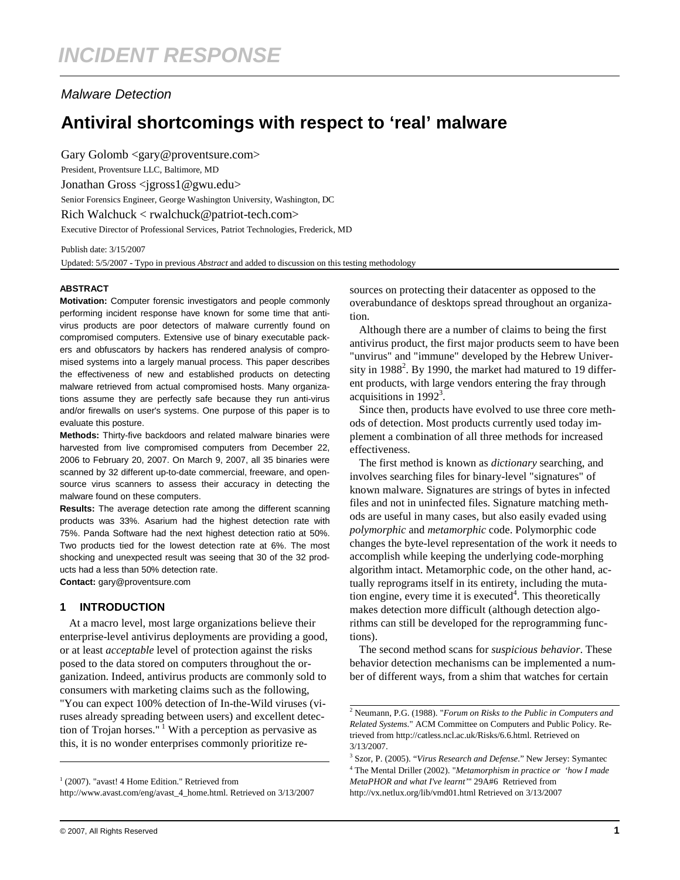# INCIDENT RESPONSE

*Malware Detection*

## Antiviral shortcomings with respect to 'real' malware

Gary Golomb <gary@proventsure.com>
President, Proventsure LLC, Baltimore, MD

Jonathan Gross <jgross1@gwu.edu>
Senior Forensics Engineer, George Washington University, Washington, DC

Rich Walchuck < rwalchuck@patriot-tech.com>
Executive Director of Professional Services, Patriot Technologies, Frederick, MD

Publish date: 3/15/2007
Updated: 5/5/2007 - Typo in previous *Abstract* and added to discussion on this testing methodology

**ABSTRACT**

**Motivation:** Computer forensic investigators and people commonly performing incident response have known for some time that antivirus products are poor detectors of malware currently found on compromised computers. Extensive use of binary executable packers and obfuscators by hackers has rendered analysis of compromised systems into a largely manual process. This paper describes the effectiveness of new and established products on detecting malware retrieved from actual compromised hosts. Many organizations assume they are perfectly safe because they run anti-virus and/or firewalls on user's systems. One purpose of this paper is to evaluate this posture.

**Methods:** Thirty-five backdoors and related malware binaries were harvested from live compromised computers from December 22, 2006 to February 20, 2007. On March 9, 2007, all 35 binaries were scanned by 32 different up-to-date commercial, freeware, and open-source virus scanners to assess their accuracy in detecting the malware found on these computers.

**Results:** The average detection rate among the different scanning products was 33%. Asarium had the highest detection rate with 75%. Panda Software had the next highest detection ratio at 50%. Two products tied for the lowest detection rate at 6%. The most shocking and unexpected result was seeing that 30 of the 32 products had a less than 50% detection rate.

**Contact:** gary@proventsure.com

### 1 INTRODUCTION

At a macro level, most large organizations believe their enterprise-level antivirus deployments are providing a good, or at least *acceptable* level of protection against the risks posed to the data stored on computers throughout the organization. Indeed, antivirus products are commonly sold to consumers with marketing claims such as the following, "You can expect 100% detection of In-the-Wild viruses (viruses already spreading between users) and excellent detection of Trojan horses." [1] With a perception as pervasive as this, it is no wonder enterprises commonly prioritize resources on protecting their datacenter as opposed to the overabundance of desktops spread throughout an organization.

Although there are a number of claims to being the first antivirus product, the first major products seem to have been "unvirus" and "immune" developed by the Hebrew University in 1988[2]. By 1990, the market had matured to 19 different products, with large vendors entering the fray through acquisitions in 1992[3].

Since then, products have evolved to use three core methods of detection. Most products currently used today implement a combination of all three methods for increased effectiveness.

The first method is known as *dictionary* searching, and involves searching files for binary-level "signatures" of known malware. Signatures are strings of bytes in infected files and not in uninfected files. Signature matching methods are useful in many cases, but also easily evaded using *polymorphic* and *metamorphic* code. Polymorphic code changes the byte-level representation of the work it needs to accomplish while keeping the underlying code-morphing algorithm intact. Metamorphic code, on the other hand, actually reprograms itself in its entirety, including the mutation engine, every time it is executed[4]. This theoretically makes detection more difficult (although detection algorithms can still be developed for the reprogramming functions).

The second method scans for *suspicious behavior*. These behavior detection mechanisms can be implemented a number of different ways, from a shim that watches for certain

---

[1] (2007). "avast! 4 Home Edition." Retrieved from http://www.avast.com/eng/avast_4_home.html. Retrieved on 3/13/2007

[2] Neumann, P.G. (1988). "*Forum on Risks to the Public in Computers and Related Systems*." ACM Committee on Computers and Public Policy. Retrieved from http://catless.ncl.ac.uk/Risks/6.6.html. Retrieved on 3/13/2007.

[3] Szor, P. (2005). "*Virus Research and Defense*." New Jersey: Symantec

[4] The Mental Driller (2002). "*Metamorphism in practice or 'how I made MetaPHOR and what I've learnt'*" 29A#6 Retrieved from http://vx.netlux.org/lib/vmd01.html Retrieved on 3/13/2007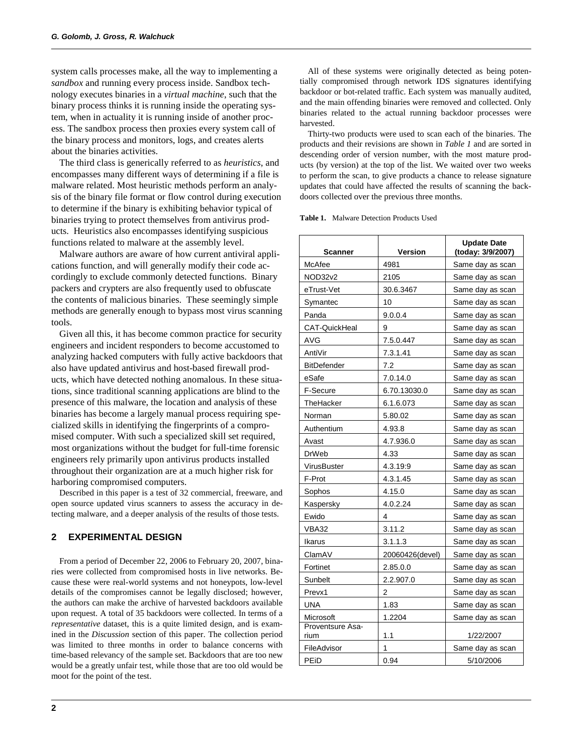system calls processes make, all the way to implementing a *sandbox* and running every process inside. Sandbox technology executes binaries in a *virtual machine*, such that the binary process thinks it is running inside the operating system, when in actuality it is running inside of another process. The sandbox process then proxies every system call of the binary process and monitors, logs, and creates alerts about the binaries activities.

The third class is generically referred to as *heuristics*, and encompasses many different ways of determining if a file is malware related. Most heuristic methods perform an analysis of the binary file format or flow control during execution to determine if the binary is exhibiting behavior typical of binaries trying to protect themselves from antivirus products. Heuristics also encompasses identifying suspicious functions related to malware at the assembly level.

Malware authors are aware of how current antiviral applications function, and will generally modify their code accordingly to exclude commonly detected functions. Binary packers and crypters are also frequently used to obfuscate the contents of malicious binaries. These seemingly simple methods are generally enough to bypass most virus scanning tools.

Given all this, it has become common practice for security engineers and incident responders to become accustomed to analyzing hacked computers with fully active backdoors that also have updated antivirus and host-based firewall products, which have detected nothing anomalous. In these situations, since traditional scanning applications are blind to the presence of this malware, the location and analysis of these binaries has become a largely manual process requiring specialized skills in identifying the fingerprints of a compromised computer. With such a specialized skill set required, most organizations without the budget for full-time forensic engineers rely primarily upon antivirus products installed throughout their organization are at a much higher risk for harboring compromised computers.

Described in this paper is a test of 32 commercial, freeware, and open source updated virus scanners to assess the accuracy in detecting malware, and a deeper analysis of the results of those tests.

## 2 EXPERIMENTAL DESIGN

From a period of December 22, 2006 to February 20, 2007, binaries were collected from compromised hosts in live networks. Because these were real-world systems and not honeypots, low-level details of the compromises cannot be legally disclosed; however, the authors can make the archive of harvested backdoors available upon request. A total of 35 backdoors were collected. In terms of a *representative* dataset, this is a quite limited design, and is examined in the *Discussion* section of this paper. The collection period was limited to three months in order to balance concerns with time-based relevancy of the sample set. Backdoors that are too new would be a greatly unfair test, while those that are too old would be moot for the point of the test.

All of these systems were originally detected as being potentially compromised through network IDS signatures identifying backdoor or bot-related traffic. Each system was manually audited, and the main offending binaries were removed and collected. Only binaries related to the actual running backdoor processes were harvested.

Thirty-two products were used to scan each of the binaries. The products and their revisions are shown in *Table 1* and are sorted in descending order of version number, with the most mature products (by version) at the top of the list. We waited over two weeks to perform the scan, to give products a chance to release signature updates that could have affected the results of scanning the backdoors collected over the previous three months.

**Table 1.** Malware Detection Products Used

| Scanner | Version | Update Date (today: 3/9/2007) |
|---|---|---|
| McAfee | 4981 | Same day as scan |
| NOD32v2 | 2105 | Same day as scan |
| eTrust-Vet | 30.6.3467 | Same day as scan |
| Symantec | 10 | Same day as scan |
| Panda | 9.0.0.4 | Same day as scan |
| CAT-QuickHeal | 9 | Same day as scan |
| AVG | 7.5.0.447 | Same day as scan |
| AntiVir | 7.3.1.41 | Same day as scan |
| BitDefender | 7.2 | Same day as scan |
| eSafe | 7.0.14.0 | Same day as scan |
| F-Secure | 6.70.13030.0 | Same day as scan |
| TheHacker | 6.1.6.073 | Same day as scan |
| Norman | 5.80.02 | Same day as scan |
| Authentium | 4.93.8 | Same day as scan |
| Avast | 4.7.936.0 | Same day as scan |
| DrWeb | 4.33 | Same day as scan |
| VirusBuster | 4.3.19:9 | Same day as scan |
| F-Prot | 4.3.1.45 | Same day as scan |
| Sophos | 4.15.0 | Same day as scan |
| Kaspersky | 4.0.2.24 | Same day as scan |
| Ewido | 4 | Same day as scan |
| VBA32 | 3.11.2 | Same day as scan |
| Ikarus | 3.1.1.3 | Same day as scan |
| ClamAV | 20060426(devel) | Same day as scan |
| Fortinet | 2.85.0.0 | Same day as scan |
| Sunbelt | 2.2.907.0 | Same day as scan |
| Prevx1 | 2 | Same day as scan |
| UNA | 1.83 | Same day as scan |
| Microsoft | 1.2204 | Same day as scan |
| Proventsure Asarium | 1.1 | 1/22/2007 |
| FileAdvisor | 1 | Same day as scan |
| PEiD | 0.94 | 5/10/2006 |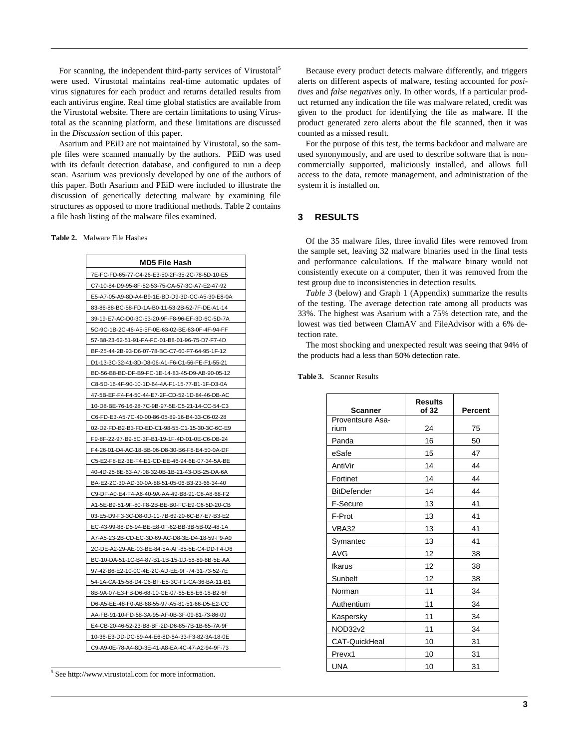For scanning, the independent third-party services of Virustotal[5] were used. Virustotal maintains real-time automatic updates of virus signatures for each product and returns detailed results from each antivirus engine. Real time global statistics are available from the Virustotal website. There are certain limitations to using Virustotal as the scanning platform, and these limitations are discussed in the *Discussion* section of this paper.

Asarium and PEiD are not maintained by Virustotal, so the sample files were scanned manually by the authors. PEiD was used with its default detection database, and configured to run a deep scan. Asarium was previously developed by one of the authors of this paper. Both Asarium and PEiD were included to illustrate the discussion of generically detecting malware by examining file structures as opposed to more traditional methods. Table 2 contains a file hash listing of the malware files examined.

**Table 2.** Malware File Hashes

| MD5 File Hash |
|---|
| 7E-FC-FD-65-77-C4-26-E3-50-2F-35-2C-78-5D-10-E5 |
| C7-10-84-D9-95-8F-82-53-75-CA-57-3C-A7-E2-47-92 |
| E5-A7-05-A9-8D-A4-B9-1E-BD-D9-3D-CC-A5-30-E8-0A |
| 83-86-88-BC-58-FD-1A-B0-11-53-2B-52-7F-DE-A1-14 |
| 39-19-E7-AC-D0-3C-53-20-9F-F8-96-EF-3D-6C-5D-7A |
| 5C-9C-1B-2C-46-A5-5F-0E-63-02-BE-63-0F-4F-94-FF |
| 57-B8-23-62-51-91-FA-FC-01-B8-01-96-75-D7-F7-4D |
| BF-25-44-2B-93-D6-07-78-BC-C7-60-F7-64-95-1F-12 |
| D1-13-3C-32-41-3D-D8-06-A1-F6-C1-56-FE-F1-55-21 |
| BD-56-B8-BD-DF-B9-FC-1E-14-83-45-D9-AB-90-05-12 |
| C8-5D-16-4F-90-10-1D-64-4A-F1-15-77-B1-1F-D3-0A |
| 47-5B-EF-F4-F4-50-44-E7-2F-CD-52-1D-84-46-DB-AC |
| 10-D8-BE-76-16-28-7C-9B-97-5E-C5-21-14-CC-54-C3 |
| C6-FD-E3-A5-7C-40-00-86-05-89-16-B4-33-C6-02-28 |
| 02-D2-FD-B2-B3-FD-ED-C1-98-55-C1-15-30-3C-6C-E9 |
| F9-8F-22-97-B9-5C-3F-B1-19-1F-4D-01-0E-C6-DB-24 |
| F4-26-01-D4-AC-18-BB-06-D8-30-B6-F8-E4-50-0A-DF |
| C5-E2-F8-E2-3E-F4-E1-CD-EE-46-94-6E-07-34-5A-BE |
| 40-4D-25-8E-63-A7-08-32-0B-1B-21-43-DB-25-DA-6A |
| BA-E2-2C-30-AD-30-0A-88-51-05-06-B3-23-66-34-40 |
| C9-DF-A0-E4-F4-A6-40-9A-AA-49-B8-91-C8-A8-68-F2 |
| A1-5E-B9-51-9F-80-F8-2B-BE-B0-FC-E9-C6-5D-20-CB |
| 03-E5-D9-F3-3C-D8-0D-11-7B-69-20-6C-B7-E7-B3-E2 |
| EC-43-99-88-D5-94-BE-E8-0F-62-BB-3B-5B-02-48-1A |
| A7-A5-23-2B-CD-EC-3D-69-AC-D8-3E-D4-18-59-F9-A0 |
| 2C-DE-A2-29-AE-03-BE-84-5A-AF-85-5E-C4-DD-F4-D6 |
| BC-10-DA-51-1C-B4-87-B1-1B-15-1D-58-89-8B-5E-AA |
| 97-42-B6-E2-10-0C-4E-2C-AD-EE-9F-74-31-73-52-7E |
| 54-1A-CA-15-58-D4-C6-BF-E5-3C-F1-CA-36-BA-11-B1 |
| 8B-9A-07-E3-FB-D6-68-10-CE-07-85-E8-E6-18-B2-6F |
| D6-A5-EE-48-F0-AB-68-55-97-A5-81-51-66-D5-E2-CC |
| AA-FB-91-10-FD-58-3A-95-AF-0B-3F-09-81-73-86-09 |
| E4-CB-20-46-52-23-B8-BF-2D-D6-85-7B-1B-65-7A-9F |
| 10-36-E3-DD-DC-89-A4-E6-8D-8A-33-F3-82-3A-18-0E |
| C9-A9-0E-78-A4-8D-3E-41-A8-EA-4C-47-A2-94-9F-73 |

[5] See http://www.virustotal.com for more information.

Because every product detects malware differently, and triggers alerts on different aspects of malware, testing accounted for *positives* and *false negatives* only. In other words, if a particular product returned any indication the file was malware related, credit was given to the product for identifying the file as malware. If the product generated zero alerts about the file scanned, then it was counted as a missed result.

For the purpose of this test, the terms backdoor and malware are used synonymously, and are used to describe software that is non-commercially supported, maliciously installed, and allows full access to the data, remote management, and administration of the system it is installed on.

## 3 RESULTS

Of the 35 malware files, three invalid files were removed from the sample set, leaving 32 malware binaries used in the final tests and performance calculations. If the malware binary would not consistently execute on a computer, then it was removed from the test group due to inconsistencies in detection results.

*Table 3* (below) and Graph 1 (Appendix) summarize the results of the testing. The average detection rate among all products was 33%. The highest was Asarium with a 75% detection rate, and the lowest was tied between ClamAV and FileAdvisor with a 6% detection rate.

The most shocking and unexpected result was seeing that 94% of the products had a less than 50% detection rate.

**Table 3.** Scanner Results

| Scanner | Results of 32 | Percent |
|---|---|---|
| Proventsure Asarium | 24 | 75 |
| Panda | 16 | 50 |
| eSafe | 15 | 47 |
| AntiVir | 14 | 44 |
| Fortinet | 14 | 44 |
| BitDefender | 14 | 44 |
| F-Secure | 13 | 41 |
| F-Prot | 13 | 41 |
| VBA32 | 13 | 41 |
| Symantec | 13 | 41 |
| AVG | 12 | 38 |
| Ikarus | 12 | 38 |
| Sunbelt | 12 | 38 |
| Norman | 11 | 34 |
| Authentium | 11 | 34 |
| Kaspersky | 11 | 34 |
| NOD32v2 | 11 | 34 |
| CAT-QuickHeal | 10 | 31 |
| Prevx1 | 10 | 31 |
| UNA | 10 | 31 |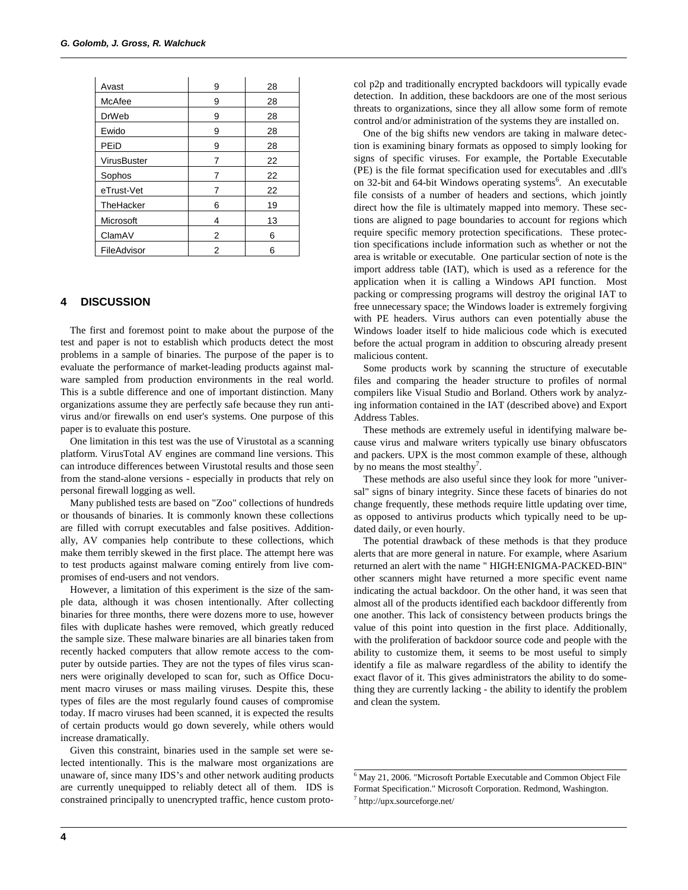| Avast | 9 | 28 |
|---|---|---|
| McAfee | 9 | 28 |
| DrWeb | 9 | 28 |
| Ewido | 9 | 28 |
| PEiD | 9 | 28 |
| VirusBuster | 7 | 22 |
| Sophos | 7 | 22 |
| eTrust-Vet | 7 | 22 |
| TheHacker | 6 | 19 |
| Microsoft | 4 | 13 |
| ClamAV | 2 | 6 |
| FileAdvisor | 2 | 6 |

## 4 DISCUSSION

The first and foremost point to make about the purpose of the test and paper is not to establish which products detect the most problems in a sample of binaries. The purpose of the paper is to evaluate the performance of market-leading products against malware sampled from production environments in the real world. This is a subtle difference and one of important distinction. Many organizations assume they are perfectly safe because they run antivirus and/or firewalls on end user's systems. One purpose of this paper is to evaluate this posture.

One limitation in this test was the use of Virustotal as a scanning platform. VirusTotal AV engines are command line versions. This can introduce differences between Virustotal results and those seen from the stand-alone versions - especially in products that rely on personal firewall logging as well.

Many published tests are based on "Zoo" collections of hundreds or thousands of binaries. It is commonly known these collections are filled with corrupt executables and false positives. Additionally, AV companies help contribute to these collections, which make them terribly skewed in the first place. The attempt here was to test products against malware coming entirely from live compromises of end-users and not vendors.

However, a limitation of this experiment is the size of the sample data, although it was chosen intentionally. After collecting binaries for three months, there were dozens more to use, however files with duplicate hashes were removed, which greatly reduced the sample size. These malware binaries are all binaries taken from recently hacked computers that allow remote access to the computer by outside parties. They are not the types of files virus scanners were originally developed to scan for, such as Office Document macro viruses or mass mailing viruses. Despite this, these types of files are the most regularly found causes of compromise today. If macro viruses had been scanned, it is expected the results of certain products would go down severely, while others would increase dramatically.

Given this constraint, binaries used in the sample set were selected intentionally. This is the malware most organizations are unaware of, since many IDS's and other network auditing products are currently unequipped to reliably detect all of them. IDS is constrained principally to unencrypted traffic, hence custom protocol p2p and traditionally encrypted backdoors will typically evade detection. In addition, these backdoors are one of the most serious threats to organizations, since they all allow some form of remote control and/or administration of the systems they are installed on.

One of the big shifts new vendors are taking in malware detection is examining binary formats as opposed to simply looking for signs of specific viruses. For example, the Portable Executable (PE) is the file format specification used for executables and .dll's on 32-bit and 64-bit Windows operating systems[6]. An executable file consists of a number of headers and sections, which jointly direct how the file is ultimately mapped into memory. These sections are aligned to page boundaries to account for regions which require specific memory protection specifications. These protection specifications include information such as whether or not the area is writable or executable. One particular section of note is the import address table (IAT), which is used as a reference for the application when it is calling a Windows API function. Most packing or compressing programs will destroy the original IAT to free unnecessary space; the Windows loader is extremely forgiving with PE headers. Virus authors can even potentially abuse the Windows loader itself to hide malicious code which is executed before the actual program in addition to obscuring already present malicious content.

Some products work by scanning the structure of executable files and comparing the header structure to profiles of normal compilers like Visual Studio and Borland. Others work by analyzing information contained in the IAT (described above) and Export Address Tables.

These methods are extremely useful in identifying malware because virus and malware writers typically use binary obfuscators and packers. UPX is the most common example of these, although by no means the most stealthy[7].

These methods are also useful since they look for more "universal" signs of binary integrity. Since these facets of binaries do not change frequently, these methods require little updating over time, as opposed to antivirus products which typically need to be updated daily, or even hourly.

The potential drawback of these methods is that they produce alerts that are more general in nature. For example, where Asarium returned an alert with the name " HIGH:ENIGMA-PACKED-BIN" other scanners might have returned a more specific event name indicating the actual backdoor. On the other hand, it was seen that almost all of the products identified each backdoor differently from one another. This lack of consistency between products brings the value of this point into question in the first place. Additionally, with the proliferation of backdoor source code and people with the ability to customize them, it seems to be most useful to simply identify a file as malware regardless of the ability to identify the exact flavor of it. This gives administrators the ability to do something they are currently lacking - the ability to identify the problem and clean the system.

---

[6] May 21, 2006. "Microsoft Portable Executable and Common Object File Format Specification." Microsoft Corporation. Redmond, Washington.

[7] http://upx.sourceforge.net/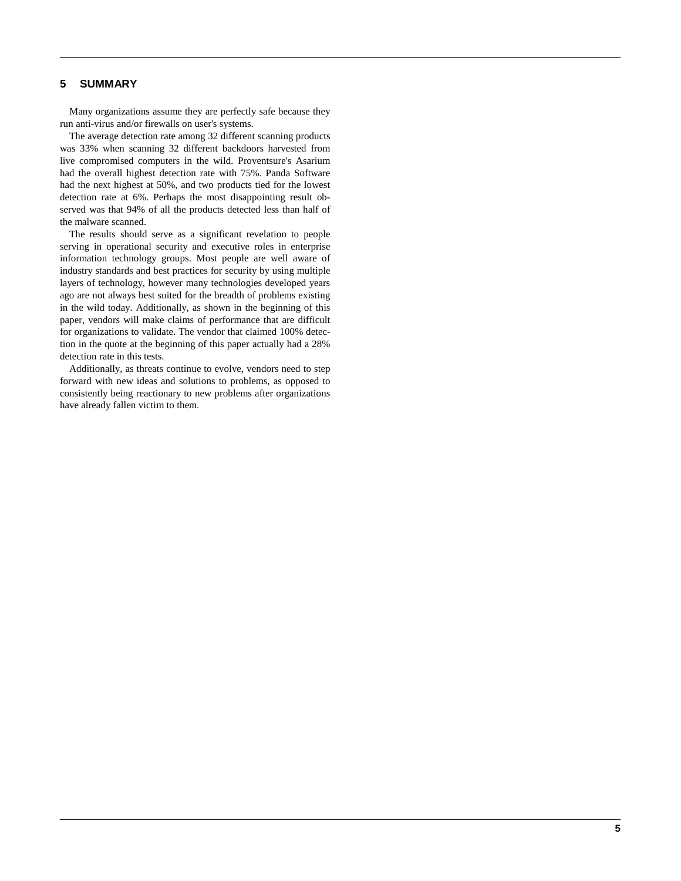## 5 SUMMARY

Many organizations assume they are perfectly safe because they run anti-virus and/or firewalls on user's systems.

The average detection rate among 32 different scanning products was 33% when scanning 32 different backdoors harvested from live compromised computers in the wild. Proventsure's Asarium had the overall highest detection rate with 75%. Panda Software had the next highest at 50%, and two products tied for the lowest detection rate at 6%. Perhaps the most disappointing result observed was that 94% of all the products detected less than half of the malware scanned.

The results should serve as a significant revelation to people serving in operational security and executive roles in enterprise information technology groups. Most people are well aware of industry standards and best practices for security by using multiple layers of technology, however many technologies developed years ago are not always best suited for the breadth of problems existing in the wild today. Additionally, as shown in the beginning of this paper, vendors will make claims of performance that are difficult for organizations to validate. The vendor that claimed 100% detection in the quote at the beginning of this paper actually had a 28% detection rate in this tests.

Additionally, as threats continue to evolve, vendors need to step forward with new ideas and solutions to problems, as opposed to consistently being reactionary to new problems after organizations have already fallen victim to them.